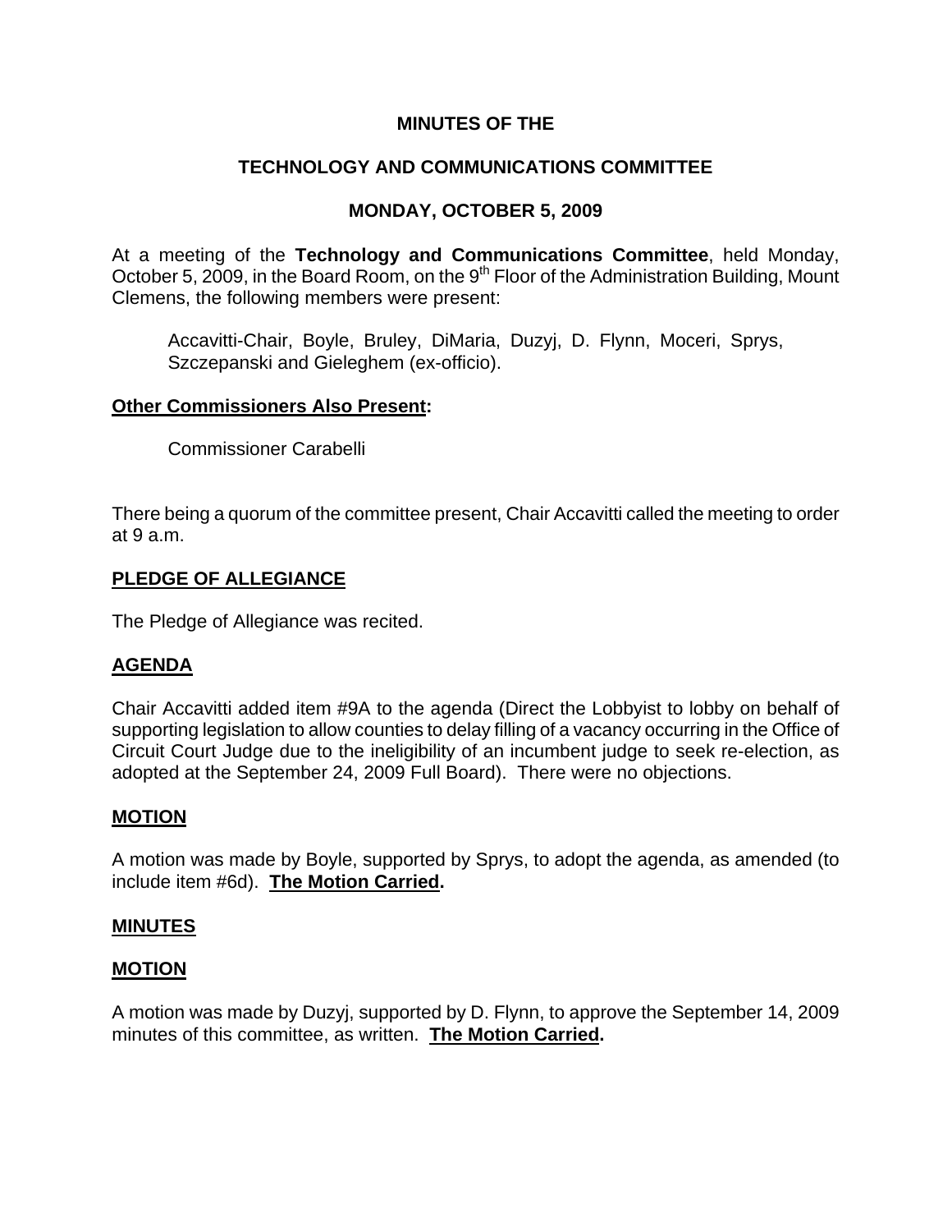**MINUTES OF THE**

**TECHNOLOGY AND COMMUNICATIONS COMMITTEE**

**MONDAY, OCTOBER 5, 2009**

At a meeting of the **Technology and Communications Committee**, held Monday, October 5, 2009, in the Board Room, on the 9th Floor of the Administration Building, Mount Clemens, the following members were present:

> Accavitti-Chair, Boyle, Bruley, DiMaria, Duzyj, D. Flynn, Moceri, Sprys, Szczepanski and Gieleghem (ex-officio).

**Other Commissioners Also Present:**

> Commissioner Carabelli

There being a quorum of the committee present, Chair Accavitti called the meeting to order at 9 a.m.

**PLEDGE OF ALLEGIANCE**

The Pledge of Allegiance was recited.

**AGENDA**

Chair Accavitti added item #9A to the agenda (Direct the Lobbyist to lobby on behalf of supporting legislation to allow counties to delay filling of a vacancy occurring in the Office of Circuit Court Judge due to the ineligibility of an incumbent judge to seek re-election, as adopted at the September 24, 2009 Full Board). There were no objections.

**MOTION**

A motion was made by Boyle, supported by Sprys, to adopt the agenda, as amended (to include item #6d). **The Motion Carried.**

**MINUTES**

**MOTION**

A motion was made by Duzyj, supported by D. Flynn, to approve the September 14, 2009 minutes of this committee, as written. **The Motion Carried.**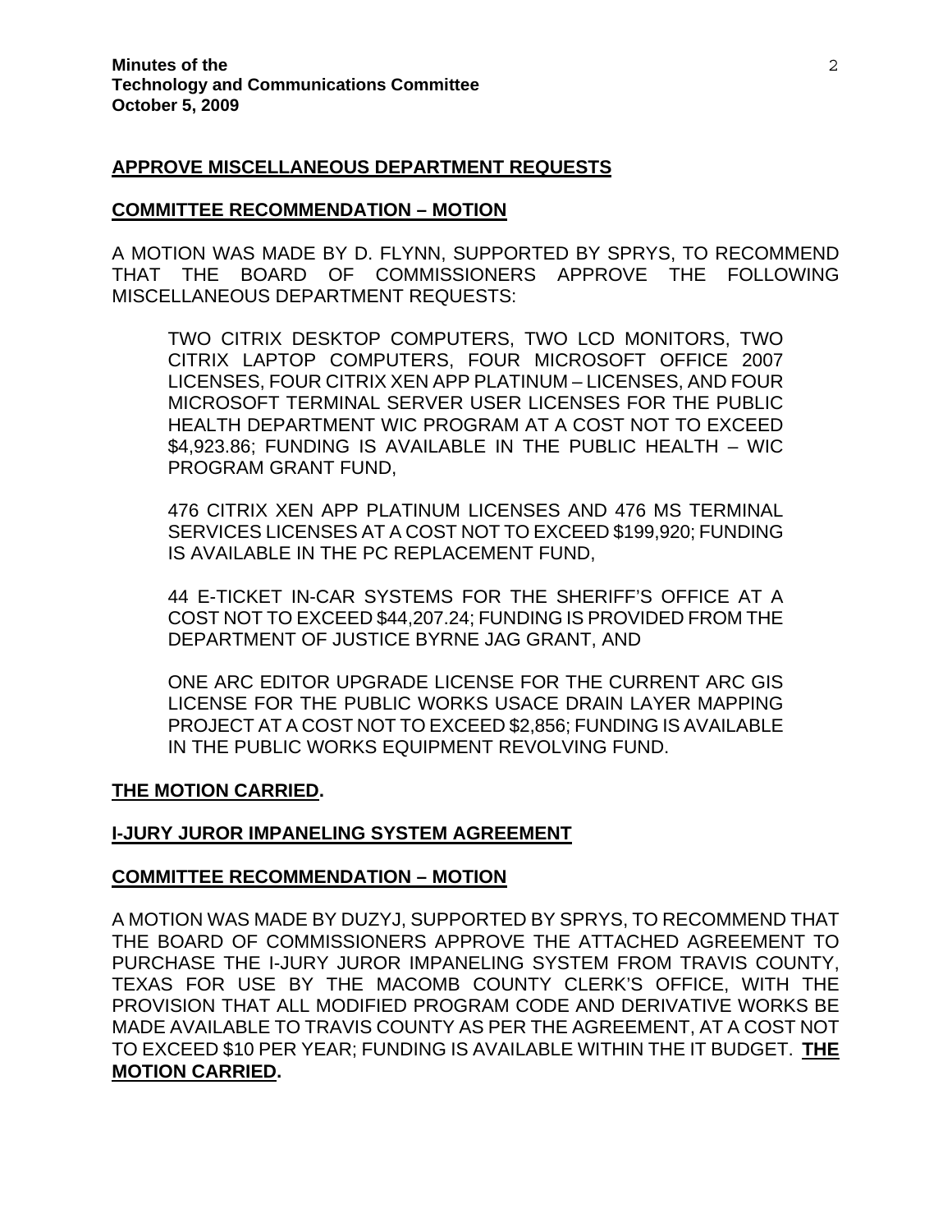**APPROVE MISCELLANEOUS DEPARTMENT REQUESTS**

**COMMITTEE RECOMMENDATION – MOTION**

A MOTION WAS MADE BY D. FLYNN, SUPPORTED BY SPRYS, TO RECOMMEND THAT THE BOARD OF COMMISSIONERS APPROVE THE FOLLOWING MISCELLANEOUS DEPARTMENT REQUESTS:

> TWO CITRIX DESKTOP COMPUTERS, TWO LCD MONITORS, TWO CITRIX LAPTOP COMPUTERS, FOUR MICROSOFT OFFICE 2007 LICENSES, FOUR CITRIX XEN APP PLATINUM – LICENSES, AND FOUR MICROSOFT TERMINAL SERVER USER LICENSES FOR THE PUBLIC HEALTH DEPARTMENT WIC PROGRAM AT A COST NOT TO EXCEED $4,923.86; FUNDING IS AVAILABLE IN THE PUBLIC HEALTH – WIC PROGRAM GRANT FUND,
>
> 476 CITRIX XEN APP PLATINUM LICENSES AND 476 MS TERMINAL SERVICES LICENSES AT A COST NOT TO EXCEED $199,920; FUNDING IS AVAILABLE IN THE PC REPLACEMENT FUND,
>
> 44 E-TICKET IN-CAR SYSTEMS FOR THE SHERIFF'S OFFICE AT A COST NOT TO EXCEED $44,207.24; FUNDING IS PROVIDED FROM THE DEPARTMENT OF JUSTICE BYRNE JAG GRANT, AND
>
> ONE ARC EDITOR UPGRADE LICENSE FOR THE CURRENT ARC GIS LICENSE FOR THE PUBLIC WORKS USACE DRAIN LAYER MAPPING PROJECT AT A COST NOT TO EXCEED $2,856; FUNDING IS AVAILABLE IN THE PUBLIC WORKS EQUIPMENT REVOLVING FUND.

**THE MOTION CARRIED.**

**I-JURY JUROR IMPANELING SYSTEM AGREEMENT**

**COMMITTEE RECOMMENDATION – MOTION**

A MOTION WAS MADE BY DUZYJ, SUPPORTED BY SPRYS, TO RECOMMEND THAT THE BOARD OF COMMISSIONERS APPROVE THE ATTACHED AGREEMENT TO PURCHASE THE I-JURY JUROR IMPANELING SYSTEM FROM TRAVIS COUNTY, TEXAS FOR USE BY THE MACOMB COUNTY CLERK'S OFFICE, WITH THE PROVISION THAT ALL MODIFIED PROGRAM CODE AND DERIVATIVE WORKS BE MADE AVAILABLE TO TRAVIS COUNTY AS PER THE AGREEMENT, AT A COST NOT TO EXCEED $10 PER YEAR; FUNDING IS AVAILABLE WITHIN THE IT BUDGET. **THE MOTION CARRIED.**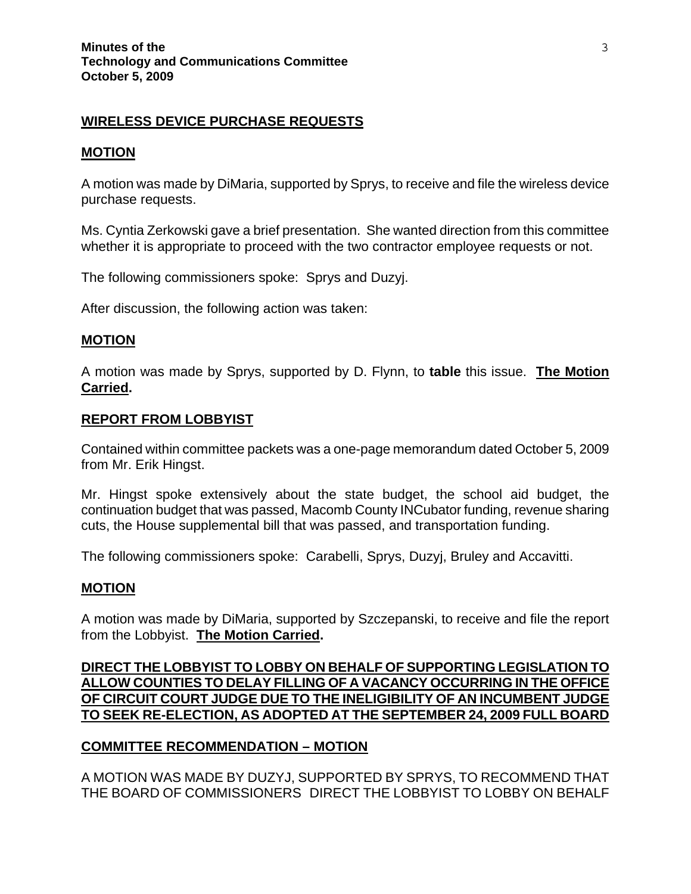**WIRELESS DEVICE PURCHASE REQUESTS**

**MOTION**

A motion was made by DiMaria, supported by Sprys, to receive and file the wireless device purchase requests.

Ms. Cyntia Zerkowski gave a brief presentation. She wanted direction from this committee whether it is appropriate to proceed with the two contractor employee requests or not.

The following commissioners spoke: Sprys and Duzyj.

After discussion, the following action was taken:

**MOTION**

A motion was made by Sprys, supported by D. Flynn, to **table** this issue. **The Motion Carried.**

**REPORT FROM LOBBYIST**

Contained within committee packets was a one-page memorandum dated October 5, 2009 from Mr. Erik Hingst.

Mr. Hingst spoke extensively about the state budget, the school aid budget, the continuation budget that was passed, Macomb County INCubator funding, revenue sharing cuts, the House supplemental bill that was passed, and transportation funding.

The following commissioners spoke: Carabelli, Sprys, Duzyj, Bruley and Accavitti.

**MOTION**

A motion was made by DiMaria, supported by Szczepanski, to receive and file the report from the Lobbyist. **The Motion Carried.**

**DIRECT THE LOBBYIST TO LOBBY ON BEHALF OF SUPPORTING LEGISLATION TO ALLOW COUNTIES TO DELAY FILLING OF A VACANCY OCCURRING IN THE OFFICE OF CIRCUIT COURT JUDGE DUE TO THE INELIGIBILITY OF AN INCUMBENT JUDGE TO SEEK RE-ELECTION, AS ADOPTED AT THE SEPTEMBER 24, 2009 FULL BOARD**

**COMMITTEE RECOMMENDATION – MOTION**

A MOTION WAS MADE BY DUZYJ, SUPPORTED BY SPRYS, TO RECOMMEND THAT THE BOARD OF COMMISSIONERS DIRECT THE LOBBYIST TO LOBBY ON BEHALF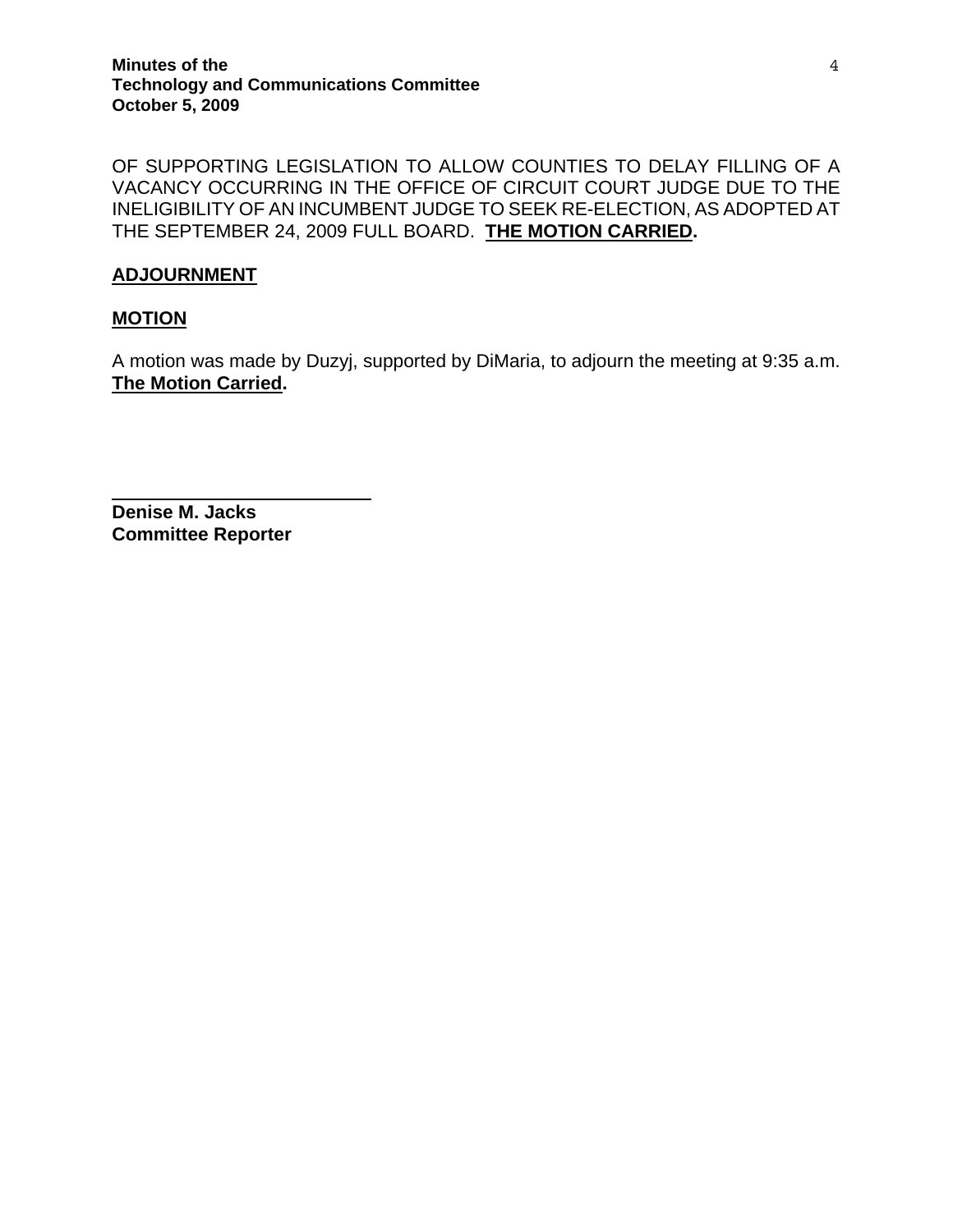OF SUPPORTING LEGISLATION TO ALLOW COUNTIES TO DELAY FILLING OF A VACANCY OCCURRING IN THE OFFICE OF CIRCUIT COURT JUDGE DUE TO THE INELIGIBILITY OF AN INCUMBENT JUDGE TO SEEK RE-ELECTION, AS ADOPTED AT THE SEPTEMBER 24, 2009 FULL BOARD. **THE MOTION CARRIED.**

**ADJOURNMENT**

**MOTION**

A motion was made by Duzyj, supported by DiMaria, to adjourn the meeting at 9:35 a.m. **The Motion Carried.**

**Denise M. Jacks**
**Committee Reporter**